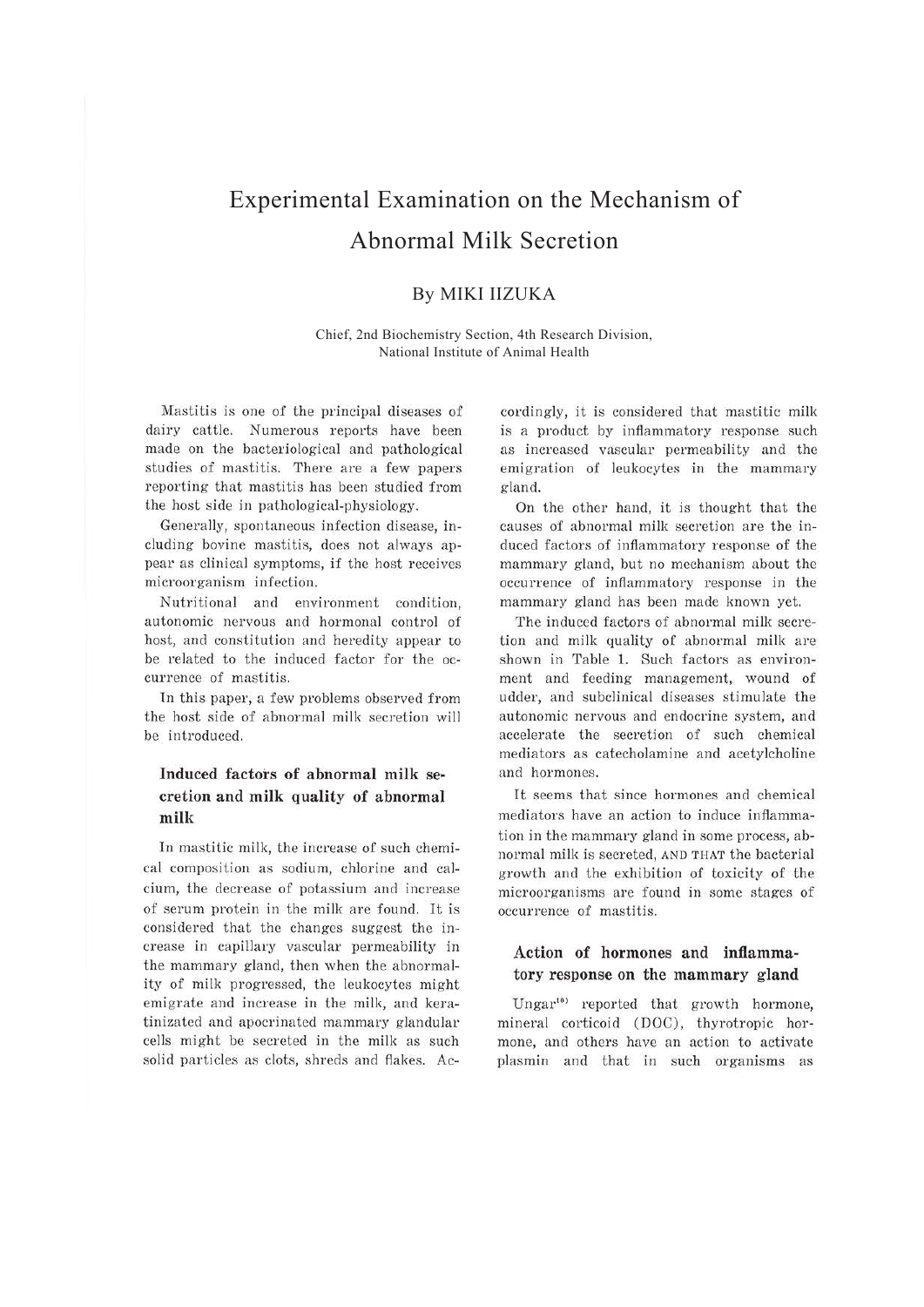# Experimental Examination on the Mechanism of Abnormal Milk Secretion

By MIKI IIZUKA

Chief, 2nd Biochemistry Section, 4th Research Division, National Institute of Animal Health

Mastitis is one of the principal diseases of dairy cattle. Numerous reports have been made on the bacteriological and pathological studies of mastitis. There are a few papers reporting that mastitis has been studied from the host side in pathological-physiology.

Generally, spontaneous infection disease, including bovine mastitis, does not always appear as clinical symptoms, if the host receives microorganism infection.

Nutritional and environment condition, autonomic nervous and hormonal control of host, and constitution and heredity appear to be related to the induced factor for the occurrence of mastitis.

In this paper, a few problems observed from the host side of abnormal milk secretion will be introduced.

## Induced factors of abnormal milk secretion and milk quality of abnormal milk

In mastitic milk, the increase of such chemical composition as sodium, chlorine and calcium, the decrease of potassium and increase of serum protein in the milk are found. It is considered that the changes suggest the increase in capillary vascular permeability in the mammary gland, then when the abnormality of milk progressed, the leukocytes might emigrate and increase in the milk, and keratinizated and apocrinated mammary glandular cells might be secreted in the milk as such solid particles as clots, shreds and flakes. Accordingly, it is considered that mastitic milk is a product by inflammatory response such as increased vascular permeability and the emigration of leukocytes in the mammary gland.

On the other hand, it is thought that the causes of abnormal milk secretion are the induced factors of inflammatory response of the mammary gland, but no mechanism about the occurrence of inflammatory response in the mammary gland has been made known yet.

The induced factors of abnormal milk secretion and milk quality of abnormal milk are shown in Table 1. Such factors as environment and feeding management, wound of udder, and subclinical diseases stimulate the autonomic nervous and endocrine system, and accelerate the secretion of such chemical mediators as catecholamine and acetylcholine and hormones.

It seems that since hormones and chemical mediators have an action to induce inflammation in the mammary gland in some process, abnormal milk is secreted, AND THAT the bacterial growth and the exhibition of toxicity of the microorganisms are found in some stages of occurrence of mastitis.

## Action of hormones and inflammatory response on the mammary gland

Ungar[10] reported that growth hormone, mineral corticoid (DOC), thyrotropic hormone, and others have an action to activate plasmin and that in such organisms as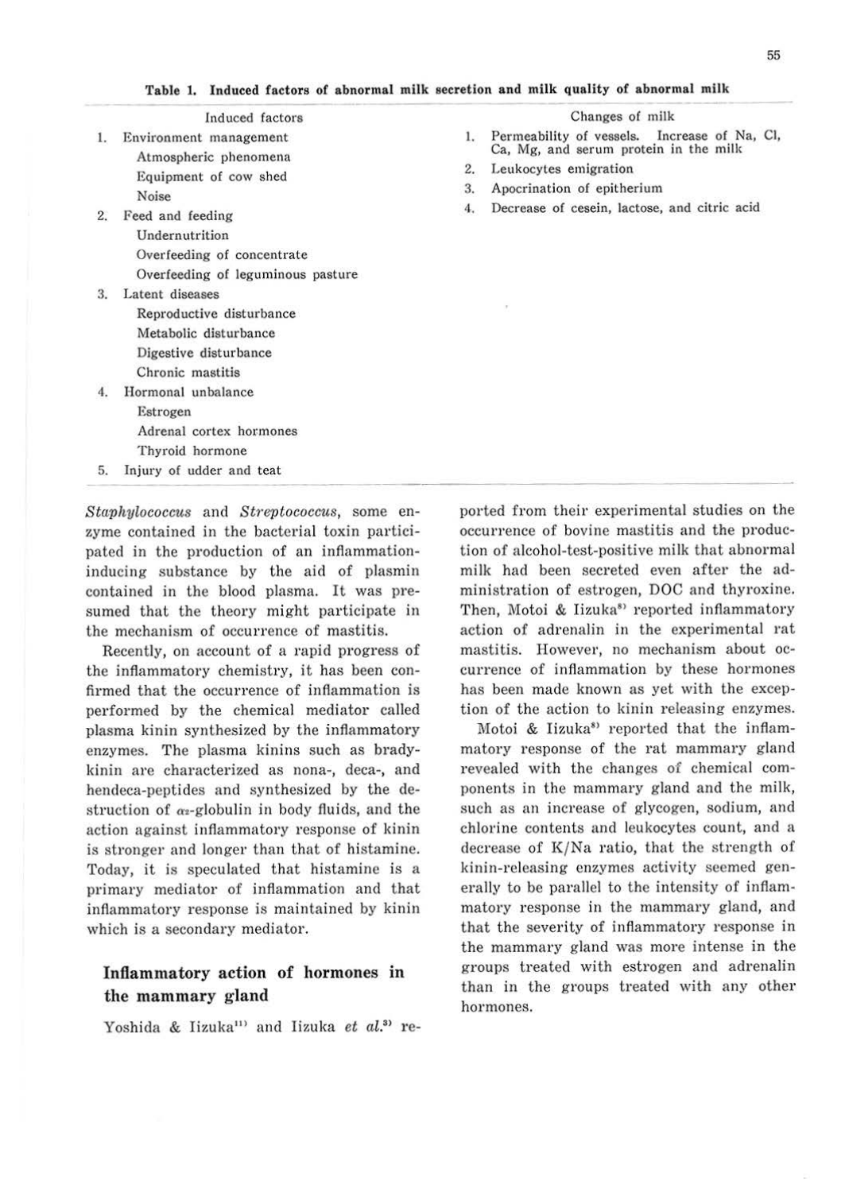**Table 1. Induced factors of abnormal milk secretion and milk quality of abnormal milk**

| Induced factors | Changes of milk |
|---|---|
| 1. Environment management | 1. Permeability of vessels. Increase of Na, Cl, Ca, Mg, and serum protein in the milk |
| Atmospheric phenomena | 2. Leukocytes emigration |
| Equipment of cow shed | 3. Apocrination of epitherium |
| Noise | 4. Decrease of cesein, lactose, and citric acid |
| 2. Feed and feeding | |
| Undernutrition | |
| Overfeeding of concentrate | |
| Overfeeding of leguminous pasture | |
| 3. Latent diseases | |
| Reproductive disturbance | |
| Metabolic disturbance | |
| Digestive disturbance | |
| Chronic mastitis | |
| 4. Hormonal unbalance | |
| Estrogen | |
| Adrenal cortex hormones | |
| Thyroid hormone | |
| 5. Injury of udder and teat | |

*Staphylococcus* and *Streptococcus*, some enzyme contained in the bacterial toxin participated in the production of an inflammation-inducing substance by the aid of plasmin contained in the blood plasma. It was presumed that the theory might participate in the mechanism of occurrence of mastitis.

Recently, on account of a rapid progress of the inflammatory chemistry, it has been confirmed that the occurrence of inflammation is performed by the chemical mediator called plasma kinin synthesized by the inflammatory enzymes. The plasma kinins such as bradykinin are characterized as nona-, deca-, and hendeca-peptides and synthesized by the destruction of $\alpha_2$-globulin in body fluids, and the action against inflammatory response of kinin is stronger and longer than that of histamine. Today, it is speculated that histamine is a primary mediator of inflammation and that inflammatory response is maintained by kinin which is a secondary mediator.

## Inflammatory action of hormones in the mammary gland

Yoshida & Iizuka[11] and Iizuka *et al.*[3] reported from their experimental studies on the occurrence of bovine mastitis and the production of alcohol-test-positive milk that abnormal milk had been secreted even after the administration of estrogen, DOC and thyroxine. Then, Motoi & Iizuka[8] reported inflammatory action of adrenalin in the experimental rat mastitis. However, no mechanism about occurrence of inflammation by these hormones has been made known as yet with the exception of the action to kinin releasing enzymes.

Motoi & Iizuka[8] reported that the inflammatory response of the rat mammary gland revealed with the changes of chemical components in the mammary gland and the milk, such as an increase of glycogen, sodium, and chlorine contents and leukocytes count, and a decrease of K/Na ratio, that the strength of kinin-releasing enzymes activity seemed generally to be parallel to the intensity of inflammatory response in the mammary gland, and that the severity of inflammatory response in the mammary gland was more intense in the groups treated with estrogen and adrenalin than in the groups treated with any other hormones.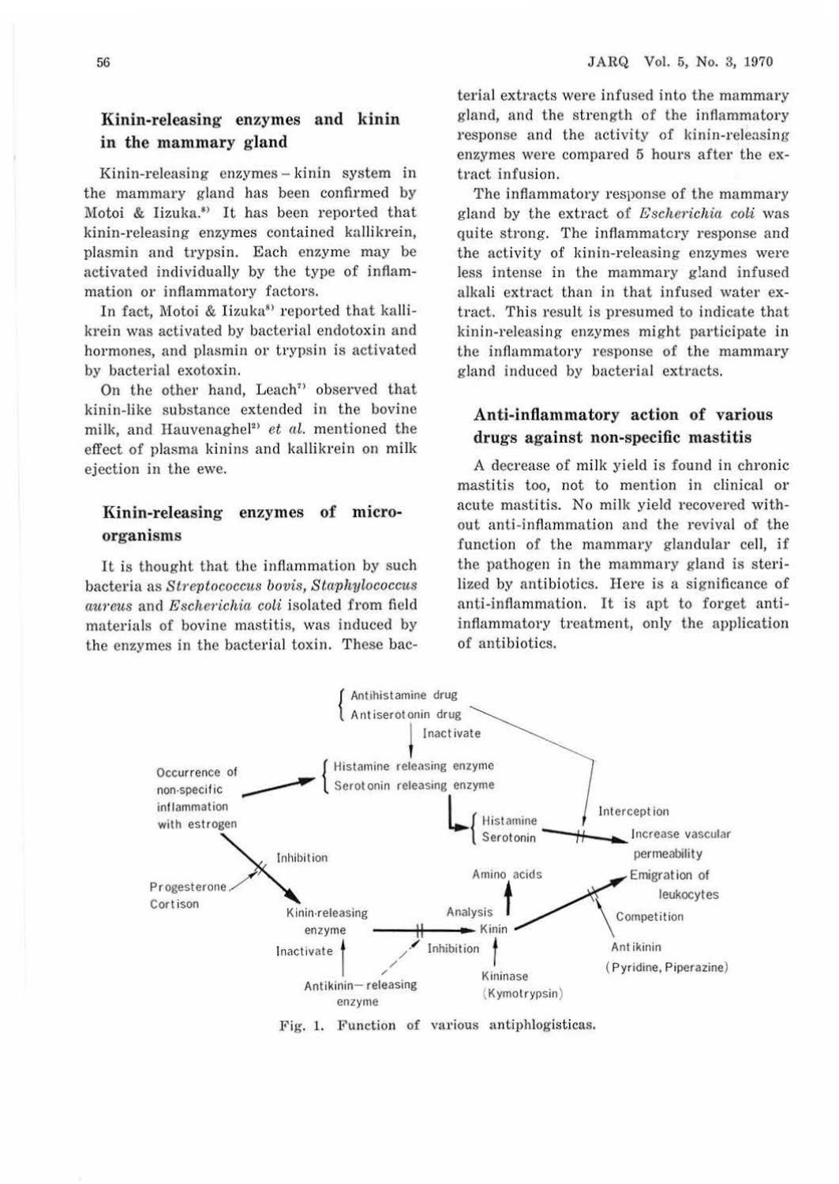## Kinin-releasing enzymes and kinin in the mammary gland

Kinin-releasing enzymes – kinin system in the mammary gland has been confirmed by Motoi & Iizuka.[8] It has been reported that kinin-releasing enzymes contained kallikrein, plasmin and trypsin. Each enzyme may be activated individually by the type of inflammation or inflammatory factors.

In fact, Motoi & Iizuka[8] reported that kallikrein was activated by bacterial endotoxin and hormones, and plasmin or trypsin is activated by bacterial exotoxin.

On the other hand, Leach[7] observed that kinin-like substance extended in the bovine milk, and Hauvenaghel[2] *et al.* mentioned the effect of plasma kinins and kallikrein on milk ejection in the ewe.

## Kinin-releasing enzymes of micro-organisms

It is thought that the inflammation by such bacteria as *Streptococcus bovis*, *Staphylococcus aureus* and *Escherichia coli* isolated from field materials of bovine mastitis, was induced by the enzymes in the bacterial toxin. These bacterial extracts were infused into the mammary gland, and the strength of the inflammatory response and the activity of kinin-releasing enzymes were compared 5 hours after the extract infusion.

The inflammatory response of the mammary gland by the extract of *Escherichia coli* was quite strong. The inflammatory response and the activity of kinin-releasing enzymes were less intense in the mammary gland infused alkali extract than in that infused water extract. This result is presumed to indicate that kinin-releasing enzymes might participate in the inflammatory response of the mammary gland induced by bacterial extracts.

## Anti-inflammatory action of various drugs against non-specific mastitis

A decrease of milk yield is found in chronic mastitis too, not to mention in clinical or acute mastitis. No milk yield recovered without anti-inflammation and the revival of the function of the mammary glandular cell, if the pathogen in the mammary gland is sterilized by antibiotics. Here is a significance of anti-inflammation. It is apt to forget anti-inflammatory treatment, only the application of antibiotics.

Fig. 1. Function of various antiphlogisticas.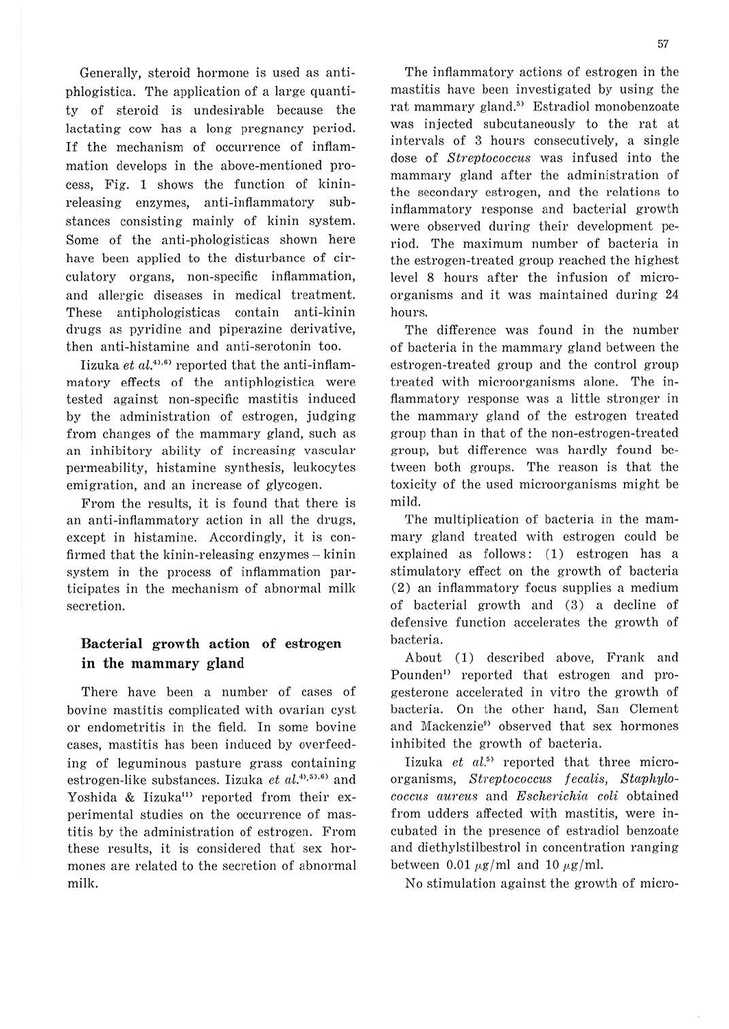Generally, steroid hormone is used as antiphlogistica. The application of a large quantity of steroid is undesirable because the lactating cow has a long pregnancy period. If the mechanism of occurrence of inflammation develops in the above-mentioned process, Fig. 1 shows the function of kinin-releasing enzymes, anti-inflammatory substances consisting mainly of kinin system. Some of the anti-phlogisticas shown here have been applied to the disturbance of circulatory organs, non-specific inflammation, and allergic diseases in medical treatment. These antiphlogisticas contain anti-kinin drugs as pyridine and piperazine derivative, then anti-histamine and anti-serotonin too.

Iizuka *et al.*[4),6)] reported that the anti-inflammatory effects of the antiphlogistica were tested against non-specific mastitis induced by the administration of estrogen, judging from changes of the mammary gland, such as an inhibitory ability of increasing vascular permeability, histamine synthesis, leukocytes emigration, and an increase of glycogen.

From the results, it is found that there is an anti-inflammatory action in all the drugs, except in histamine. Accordingly, it is confirmed that the kinin-releasing enzymes – kinin system in the process of inflammation participates in the mechanism of abnormal milk secretion.

## Bacterial growth action of estrogen in the mammary gland

There have been a number of cases of bovine mastitis complicated with ovarian cyst or endometritis in the field. In some bovine cases, mastitis has been induced by overfeeding of leguminous pasture grass containing estrogen-like substances. Iizuka *et al.*[4),5),6)] and Yoshida & Iizuka[11)] reported from their experimental studies on the occurrence of mastitis by the administration of estrogen. From these results, it is considered that sex hormones are related to the secretion of abnormal milk.

The inflammatory actions of estrogen in the mastitis have been investigated by using the rat mammary gland.[5)] Estradiol monobenzoate was injected subcutaneously to the rat at intervals of 3 hours consecutively, a single dose of *Streptococcus* was infused into the mammary gland after the administration of the secondary estrogen, and the relations to inflammatory response and bacterial growth were observed during their development period. The maximum number of bacteria in the estrogen-treated group reached the highest level 8 hours after the infusion of microorganisms and it was maintained during 24 hours.

The difference was found in the number of bacteria in the mammary gland between the estrogen-treated group and the control group treated with microorganisms alone. The inflammatory response was a little stronger in the mammary gland of the estrogen treated group than in that of the non-estrogen-treated group, but difference was hardly found between both groups. The reason is that the toxicity of the used microorganisms might be mild.

The multiplication of bacteria in the mammary gland treated with estrogen could be explained as follows: (1) estrogen has a stimulatory effect on the growth of bacteria (2) an inflammatory focus supplies a medium of bacterial growth and (3) a decline of defensive function accelerates the growth of bacteria.

About (1) described above, Frank and Pounden[1)] reported that estrogen and progesterone accelerated in vitro the growth of bacteria. On the other hand, San Clement and Mackenzie[9)] observed that sex hormones inhibited the growth of bacteria.

Iizuka *et al.*[5)] reported that three microorganisms, *Streptococcus fecalis*, *Staphylococcus aureus* and *Escherichia coli* obtained from udders affected with mastitis, were incubated in the presence of estradiol benzoate and diethylstilbestrol in concentration ranging between 0.01 $\mu$g/ml and 10 $\mu$g/ml.

No stimulation against the growth of micro-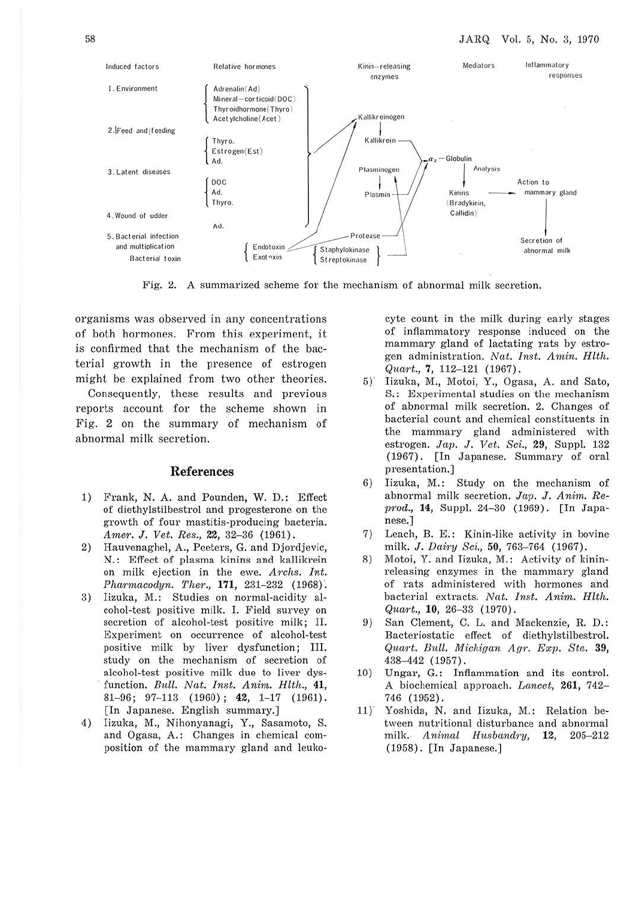Induced factors

1. Environment

2. Feed and feeding

3. Latent diseases

4. Wound of udder

5. Bacterial infection and multiplication

Bacterial toxin

Relative hormones

Adrenalin(Ad)

Mineral-corticoid(DOC)

Thyroidhormone(Thyro)

Acetylcholine(Acet)

Thyro.

Estrogen(Est)

Ad.

DOC

Ad.

Thyro.

Ad.

Endotoxin

Exotoxin

Kinin-releasing enzymes

Kallikreinogen

Kallikrein

Plasminogen

Plasmin

Protease

Staphylokinase

Streptokinase

Mediators

$\alpha_2$ - Globulin

Analysis

Kinins (Bradykinin, Callidin)

Inflammatory responses

Action to mammary gland

Secretion of abnormal milk

Fig. 2. A summarized scheme for the mechanism of abnormal milk secretion.

organisms was observed in any concentrations of both hormones. From this experiment, it is confirmed that the mechanism of the bacterial growth in the presence of estrogen might be explained from two other theories.

Consequently, these results and previous reports account for the scheme shown in Fig. 2 on the summary of mechanism of abnormal milk secretion.

## References

1) Frank, N. A. and Pounden, W. D.: Effect of diethylstilbestrol and progesterone on the growth of four mastitis-producing bacteria. *Amer. J. Vet. Res.*, **22**, 32–36 (1961).
2) Hauvenaghel, A., Peeters, G. and Djordjevic, N.: Effect of plasma kinins and kallikrein on milk ejection in the ewe. *Archs. Int. Pharmacodyn. Ther.*, **171**, 231–232 (1968).
3) Iizuka, M.: Studies on normal-acidity alcohol-test positive milk. I. Field survey on secretion of alcohol-test positive milk; II. Experiment on occurrence of alcohol-test positive milk by liver dysfunction; III. study on the mechanism of secretion of alcohol-test positive milk due to liver dysfunction. *Bull. Nat. Inst. Anim. Hlth.*, **41**, 81–96; 97–113 (1960); **42**, 1–17 (1961). [In Japanese. English summary.]
4) Iizuka, M., Nihonyanagi, Y., Sasamoto, S. and Ogasa, A.: Changes in chemical composition of the mammary gland and leukocyte count in the milk during early stages of inflammatory response induced on the mammary gland of lactating rats by estrogen administration. *Nat. Inst. Amin. Hlth. Quart.*, **7**, 112–121 (1967).
5) Iizuka, M., Motoi, Y., Ogasa, A. and Sato, S.: Experimental studies on the mechanism of abnormal milk secretion. 2. Changes of bacterial count and chemical constituents in the mammary gland administered with estrogen. *Jap. J. Vet. Sci.*, **29**, Suppl. 132 (1967). [In Japanese. Summary of oral presentation.]
6) Iizuka, M.: Study on the mechanism of abnormal milk secretion. *Jap. J. Anim. Reprod.*, **14**, Suppl. 24–30 (1969). [In Japanese.]
7) Leach, B. E.: Kinin-like activity in bovine milk. *J. Dairy Sci.*, **50**, 763–764 (1967).
8) Motoi, Y. and Iizuka, M.: Activity of kinin-releasing enzymes in the mammary gland of rats administered with hormones and bacterial extracts. *Nat. Inst. Anim. Hlth. Quart.*, **10**, 26–33 (1970).
9) San Clement, C. L. and Mackenzie, R. D.: Bacteriostatic effect of diethylstilbestrol. *Quart. Bull. Michigan Agr. Exp. Sta.* **39**, 438–442 (1957).
10) Ungar, G.: Inflammation and its control. A biochemical approach. *Lancet*, **261**, 742–746 (1952).
11) Yoshida, N. and Iizuka, M.: Relation between nutritional disturbance and abnormal milk. *Animal Husbandry*, **12**, 205–212 (1958). [In Japanese.]